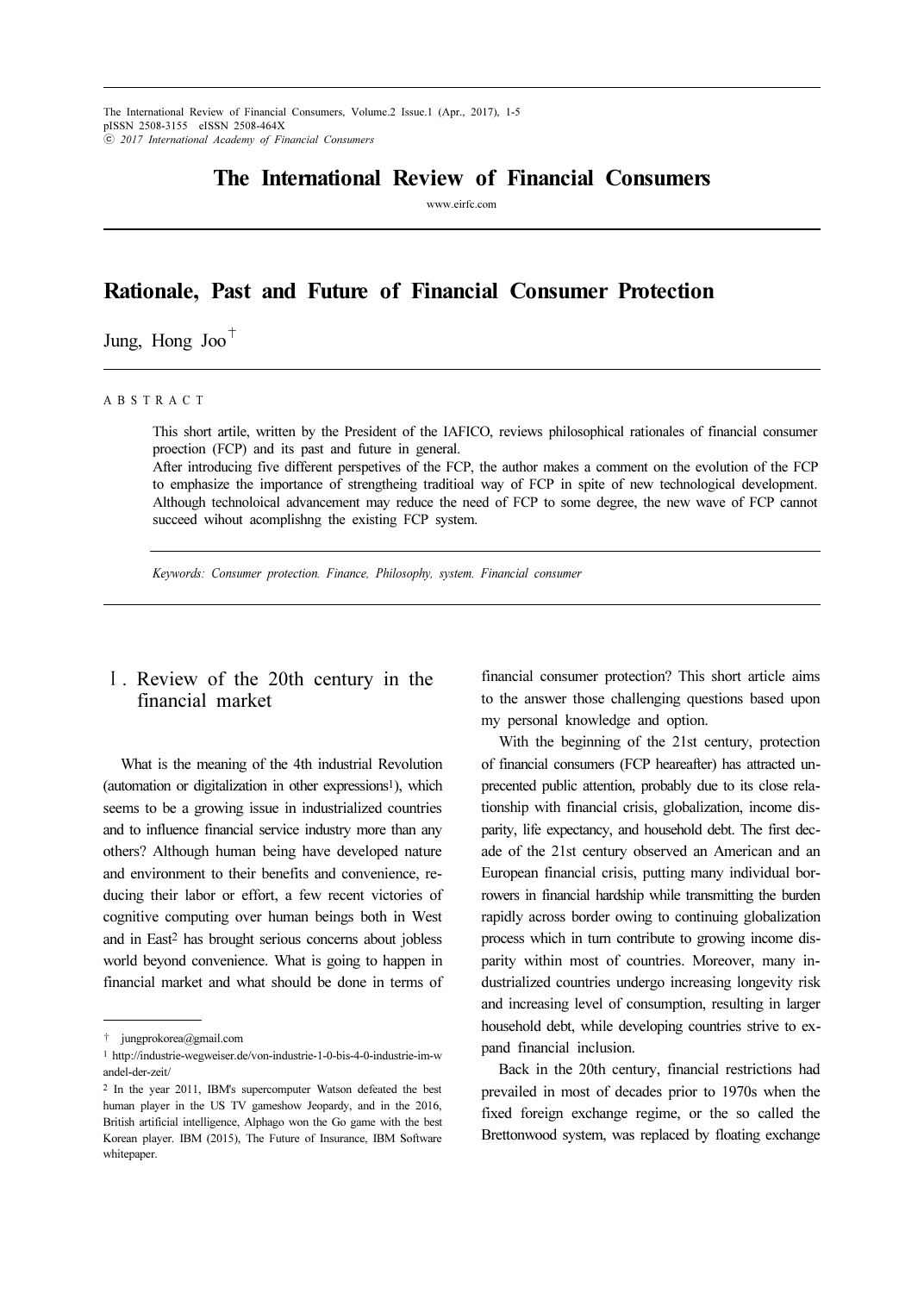# The International Review of Financial Consumers

www.eirfc.com

## Rationale, Past and Future of Financial Consumer Protection

Jung, Hong Joo†

A B S T R A C T

This short artile, written by the President of the IAFICO, reviews philosophical rationales of financial consumer proection (FCP) and its past and future in general.
After introducing five different perspetives of the FCP, the author makes a comment on the evolution of the FCP to emphasize the importance of strengtheing traditioal way of FCP in spite of new technological development. Although technoloical advancement may reduce the need of FCP to some degree, the new wave of FCP cannot succeed wihout acomplishng the existing FCP system.

*Keywords: Consumer protection. Finance, Philosophy, system. Financial consumer*

## Ⅰ. Review of the 20th century in the financial market

What is the meaning of the 4th industrial Revolution (automation or digitalization in other expressions[1]), which seems to be a growing issue in industrialized countries and to influence financial service industry more than any others? Although human being have developed nature and environment to their benefits and convenience, reducing their labor or effort, a few recent victories of cognitive computing over human beings both in West and in East[2] has brought serious concerns about jobless world beyond convenience. What is going to happen in financial market and what should be done in terms of financial consumer protection? This short article aims to the answer those challenging questions based upon my personal knowledge and option.

With the beginning of the 21st century, protection of financial consumers (FCP heareafter) has attracted unprecented public attention, probably due to its close relationship with financial crisis, globalization, income disparity, life expectancy, and household debt. The first decade of the 21st century observed an American and an European financial crisis, putting many individual borrowers in financial hardship while transmitting the burden rapidly across border owing to continuing globalization process which in turn contribute to growing income disparity within most of countries. Moreover, many industrialized countries undergo increasing longevity risk and increasing level of consumption, resulting in larger household debt, while developing countries strive to expand financial inclusion.

Back in the 20th century, financial restrictions had prevailed in most of decades prior to 1970s when the fixed foreign exchange regime, or the so called the Brettonwood system, was replaced by floating exchange

---

† jungprokorea@gmail.com

[1] http://industrie-wegweiser.de/von-industrie-1-0-bis-4-0-industrie-im-wandel-der-zeit/

[2] In the year 2011, IBM's supercomputer Watson defeated the best human player in the US TV gameshow Jeopardy, and in the 2016, British artificial intelligence, Alphago won the Go game with the best Korean player. IBM (2015), The Future of Insurance, IBM Software whitepaper.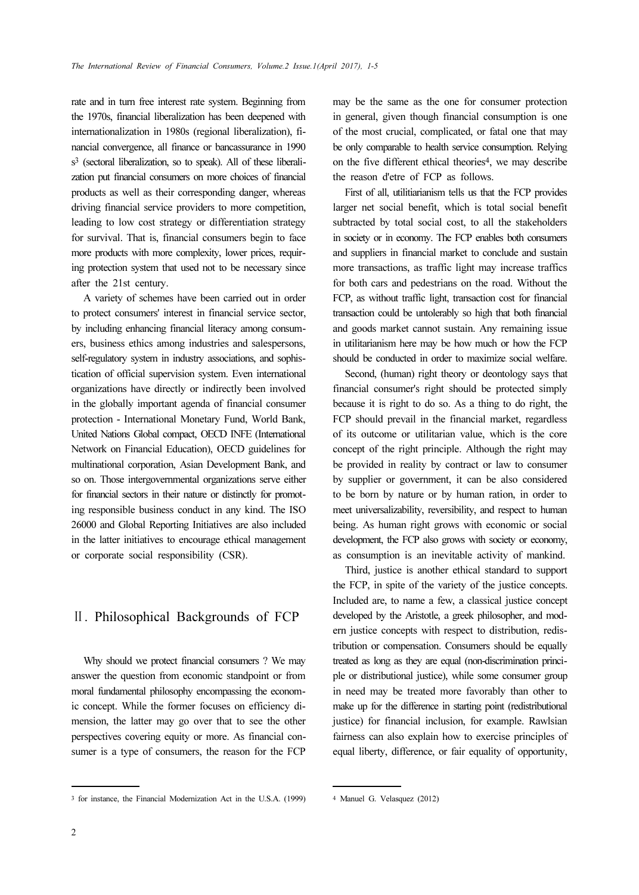rate and in turn free interest rate system. Beginning from the 1970s, financial liberalization has been deepened with internationalization in 1980s (regional liberalization), financial convergence, all finance or bancassurance in 1990s[3] (sectoral liberalization, so to speak). All of these liberalization put financial consumers on more choices of financial products as well as their corresponding danger, whereas driving financial service providers to more competition, leading to low cost strategy or differentiation strategy for survival. That is, financial consumers begin to face more products with more complexity, lower prices, requiring protection system that used not to be necessary since after the 21st century.

A variety of schemes have been carried out in order to protect consumers' interest in financial service sector, by including enhancing financial literacy among consumers, business ethics among industries and salespersons, self-regulatory system in industry associations, and sophistication of official supervision system. Even international organizations have directly or indirectly been involved in the globally important agenda of financial consumer protection - International Monetary Fund, World Bank, United Nations Global compact, OECD INFE (International Network on Financial Education), OECD guidelines for multinational corporation, Asian Development Bank, and so on. Those intergovernmental organizations serve either for financial sectors in their nature or distinctly for promoting responsible business conduct in any kind. The ISO 26000 and Global Reporting Initiatives are also included in the latter initiatives to encourage ethical management or corporate social responsibility (CSR).

## Ⅱ. Philosophical Backgrounds of FCP

Why should we protect financial consumers ? We may answer the question from economic standpoint or from moral fundamental philosophy encompassing the economic concept. While the former focuses on efficiency dimension, the latter may go over that to see the other perspectives covering equity or more. As financial consumer is a type of consumers, the reason for the FCP may be the same as the one for consumer protection in general, given though financial consumption is one of the most crucial, complicated, or fatal one that may be only comparable to health service consumption. Relying on the five different ethical theories[4], we may describe the reason d'etre of FCP as follows.

First of all, utilitiarianism tells us that the FCP provides larger net social benefit, which is total social benefit subtracted by total social cost, to all the stakeholders in society or in economy. The FCP enables both consumers and suppliers in financial market to conclude and sustain more transactions, as traffic light may increase traffics for both cars and pedestrians on the road. Without the FCP, as without traffic light, transaction cost for financial transaction could be untolerably so high that both financial and goods market cannot sustain. Any remaining issue in utilitarianism here may be how much or how the FCP should be conducted in order to maximize social welfare.

Second, (human) right theory or deontology says that financial consumer's right should be protected simply because it is right to do so. As a thing to do right, the FCP should prevail in the financial market, regardless of its outcome or utilitarian value, which is the core concept of the right principle. Although the right may be provided in reality by contract or law to consumer by supplier or government, it can be also considered to be born by nature or by human ration, in order to meet universalizability, reversibility, and respect to human being. As human right grows with economic or social development, the FCP also grows with society or economy, as consumption is an inevitable activity of mankind.

Third, justice is another ethical standard to support the FCP, in spite of the variety of the justice concepts. Included are, to name a few, a classical justice concept developed by the Aristotle, a greek philosopher, and modern justice concepts with respect to distribution, redistribution or compensation. Consumers should be equally treated as long as they are equal (non-discrimination principle or distributional justice), while some consumer group in need may be treated more favorably than other to make up for the difference in starting point (redistributional justice) for financial inclusion, for example. Rawlsian fairness can also explain how to exercise principles of equal liberty, difference, or fair equality of opportunity,

---

[3] for instance, the Financial Modernization Act in the U.S.A. (1999)

[4] Manuel G. Velasquez (2012)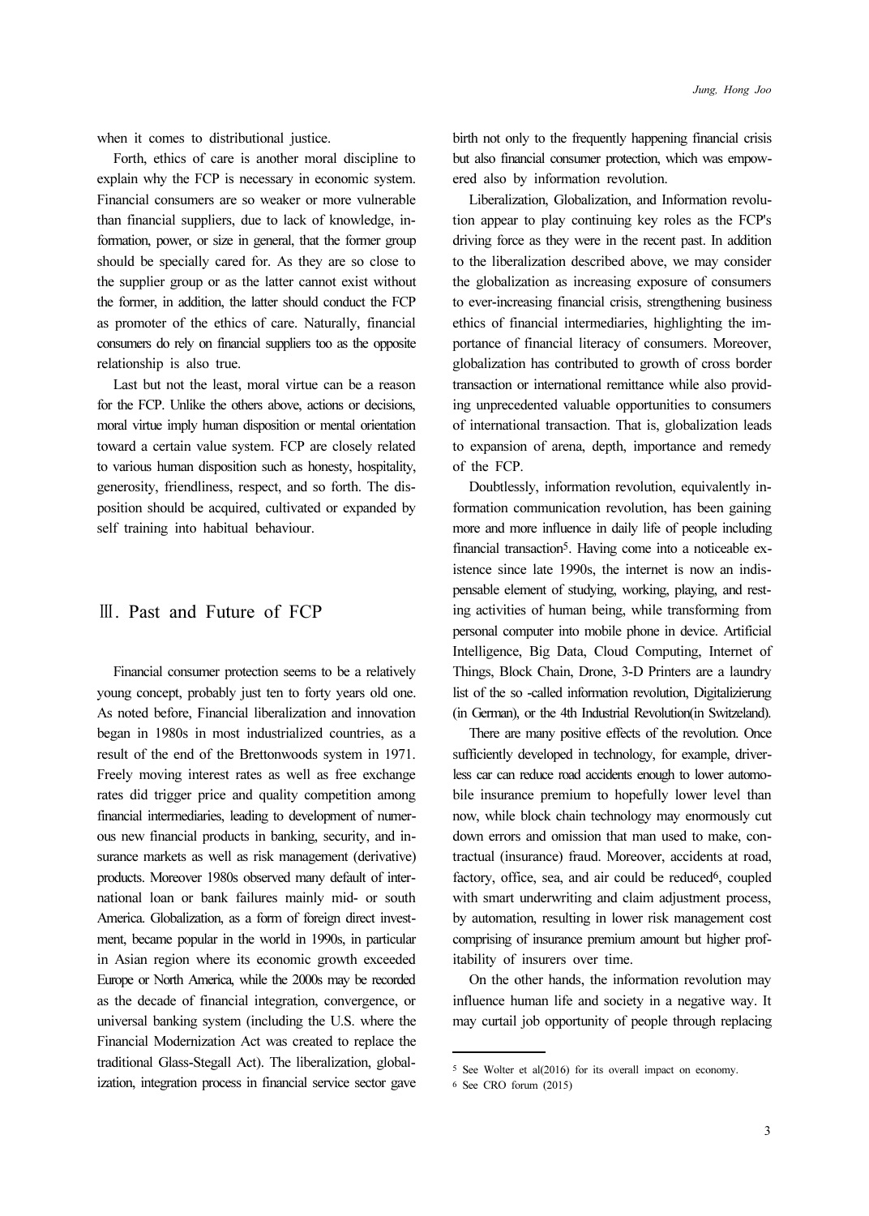when it comes to distributional justice.

Forth, ethics of care is another moral discipline to explain why the FCP is necessary in economic system. Financial consumers are so weaker or more vulnerable than financial suppliers, due to lack of knowledge, information, power, or size in general, that the former group should be specially cared for. As they are so close to the supplier group or as the latter cannot exist without the former, in addition, the latter should conduct the FCP as promoter of the ethics of care. Naturally, financial consumers do rely on financial suppliers too as the opposite relationship is also true.

Last but not the least, moral virtue can be a reason for the FCP. Unlike the others above, actions or decisions, moral virtue imply human disposition or mental orientation toward a certain value system. FCP are closely related to various human disposition such as honesty, hospitality, generosity, friendliness, respect, and so forth. The disposition should be acquired, cultivated or expanded by self training into habitual behaviour.

## Ⅲ. Past and Future of FCP

Financial consumer protection seems to be a relatively young concept, probably just ten to forty years old one. As noted before, Financial liberalization and innovation began in 1980s in most industrialized countries, as a result of the end of the Brettonwoods system in 1971. Freely moving interest rates as well as free exchange rates did trigger price and quality competition among financial intermediaries, leading to development of numerous new financial products in banking, security, and insurance markets as well as risk management (derivative) products. Moreover 1980s observed many default of international loan or bank failures mainly mid- or south America. Globalization, as a form of foreign direct investment, became popular in the world in 1990s, in particular in Asian region where its economic growth exceeded Europe or North America, while the 2000s may be recorded as the decade of financial integration, convergence, or universal banking system (including the U.S. where the Financial Modernization Act was created to replace the traditional Glass-Stegall Act). The liberalization, globalization, integration process in financial service sector gave birth not only to the frequently happening financial crisis but also financial consumer protection, which was empowered also by information revolution.

Liberalization, Globalization, and Information revolution appear to play continuing key roles as the FCP's driving force as they were in the recent past. In addition to the liberalization described above, we may consider the globalization as increasing exposure of consumers to ever-increasing financial crisis, strengthening business ethics of financial intermediaries, highlighting the importance of financial literacy of consumers. Moreover, globalization has contributed to growth of cross border transaction or international remittance while also providing unprecedented valuable opportunities to consumers of international transaction. That is, globalization leads to expansion of arena, depth, importance and remedy of the FCP.

Doubtlessly, information revolution, equivalently information communication revolution, has been gaining more and more influence in daily life of people including financial transaction[5]. Having come into a noticeable existence since late 1990s, the internet is now an indispensable element of studying, working, playing, and resting activities of human being, while transforming from personal computer into mobile phone in device. Artificial Intelligence, Big Data, Cloud Computing, Internet of Things, Block Chain, Drone, 3-D Printers are a laundry list of the so -called information revolution, Digitalizierung (in German), or the 4th Industrial Revolution(in Switzeland).

There are many positive effects of the revolution. Once sufficiently developed in technology, for example, driverless car can reduce road accidents enough to lower automobile insurance premium to hopefully lower level than now, while block chain technology may enormously cut down errors and omission that man used to make, contractual (insurance) fraud. Moreover, accidents at road, factory, office, sea, and air could be reduced[6], coupled with smart underwriting and claim adjustment process, by automation, resulting in lower risk management cost comprising of insurance premium amount but higher profitability of insurers over time.

On the other hands, the information revolution may influence human life and society in a negative way. It may curtail job opportunity of people through replacing

---

[5] See Wolter et al(2016) for its overall impact on economy.

[6] See CRO forum (2015)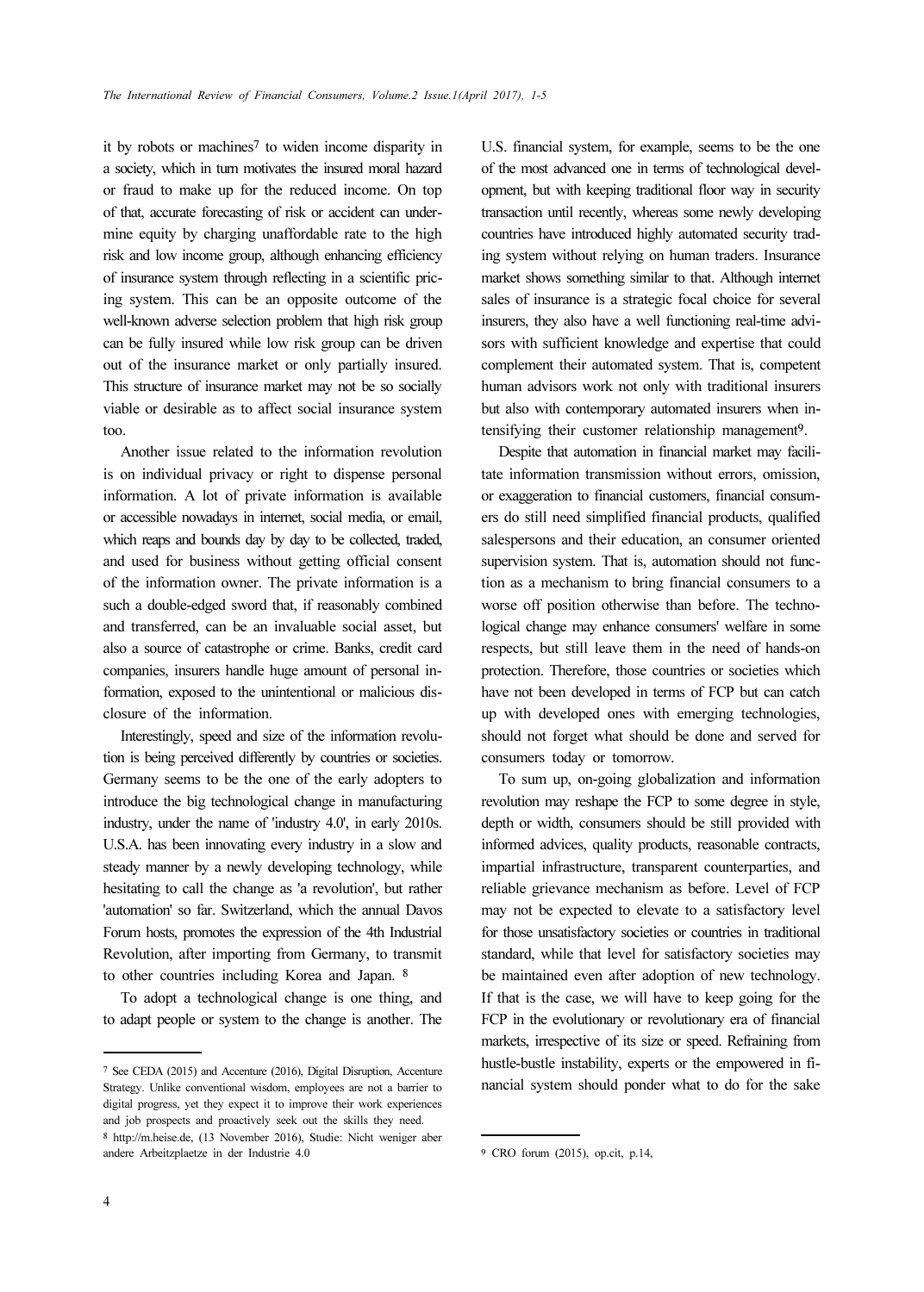it by robots or machines[7] to widen income disparity in a society, which in turn motivates the insured moral hazard or fraud to make up for the reduced income. On top of that, accurate forecasting of risk or accident can undermine equity by charging unaffordable rate to the high risk and low income group, although enhancing efficiency of insurance system through reflecting in a scientific pricing system. This can be an opposite outcome of the well-known adverse selection problem that high risk group can be fully insured while low risk group can be driven out of the insurance market or only partially insured. This structure of insurance market may not be so socially viable or desirable as to affect social insurance system too.

Another issue related to the information revolution is on individual privacy or right to dispense personal information. A lot of private information is available or accessible nowadays in internet, social media, or email, which reaps and bounds day by day to be collected, traded, and used for business without getting official consent of the information owner. The private information is a such a double-edged sword that, if reasonably combined and transferred, can be an invaluable social asset, but also a source of catastrophe or crime. Banks, credit card companies, insurers handle huge amount of personal information, exposed to the unintentional or malicious disclosure of the information.

Interestingly, speed and size of the information revolution is being perceived differently by countries or societies. Germany seems to be the one of the early adopters to introduce the big technological change in manufacturing industry, under the name of 'industry 4.0', in early 2010s. U.S.A. has been innovating every industry in a slow and steady manner by a newly developing technology, while hesitating to call the change as 'a revolution', but rather 'automation' so far. Switzerland, which the annual Davos Forum hosts, promotes the expression of the 4th Industrial Revolution, after importing from Germany, to transmit to other countries including Korea and Japan. [8]

To adopt a technological change is one thing, and to adapt people or system to the change is another. The U.S. financial system, for example, seems to be the one of the most advanced one in terms of technological development, but with keeping traditional floor way in security transaction until recently, whereas some newly developing countries have introduced highly automated security trading system without relying on human traders. Insurance market shows something similar to that. Although internet sales of insurance is a strategic focal choice for several insurers, they also have a well functioning real-time advisors with sufficient knowledge and expertise that could complement their automated system. That is, competent human advisors work not only with traditional insurers but also with contemporary automated insurers when intensifying their customer relationship management[9].

Despite that automation in financial market may facilitate information transmission without errors, omission, or exaggeration to financial customers, financial consumers do still need simplified financial products, qualified salespersons and their education, an consumer oriented supervision system. That is, automation should not function as a mechanism to bring financial consumers to a worse off position otherwise than before. The technological change may enhance consumers' welfare in some respects, but still leave them in the need of hands-on protection. Therefore, those countries or societies which have not been developed in terms of FCP but can catch up with developed ones with emerging technologies, should not forget what should be done and served for consumers today or tomorrow.

To sum up, on-going globalization and information revolution may reshape the FCP to some degree in style, depth or width, consumers should be still provided with informed advices, quality products, reasonable contracts, impartial infrastructure, transparent counterparties, and reliable grievance mechanism as before. Level of FCP may not be expected to elevate to a satisfactory level for those unsatisfactory societies or countries in traditional standard, while that level for satisfactory societies may be maintained even after adoption of new technology. If that is the case, we will have to keep going for the FCP in the evolutionary or revolutionary era of financial markets, irrespective of its size or speed. Refraining from hustle-bustle instability, experts or the empowered in financial system should ponder what to do for the sake

---

[7] See CEDA (2015) and Accenture (2016), Digital Disruption, Accenture Strategy. Unlike conventional wisdom, employees are not a barrier to digital progress, yet they expect it to improve their work experiences and job prospects and proactively seek out the skills they need.

[8] http://m.heise.de, (13 November 2016), Studie: Nicht weniger aber andere Arbeitzplaetze in der Industrie 4.0

[9] CRO forum (2015), op.cit, p.14,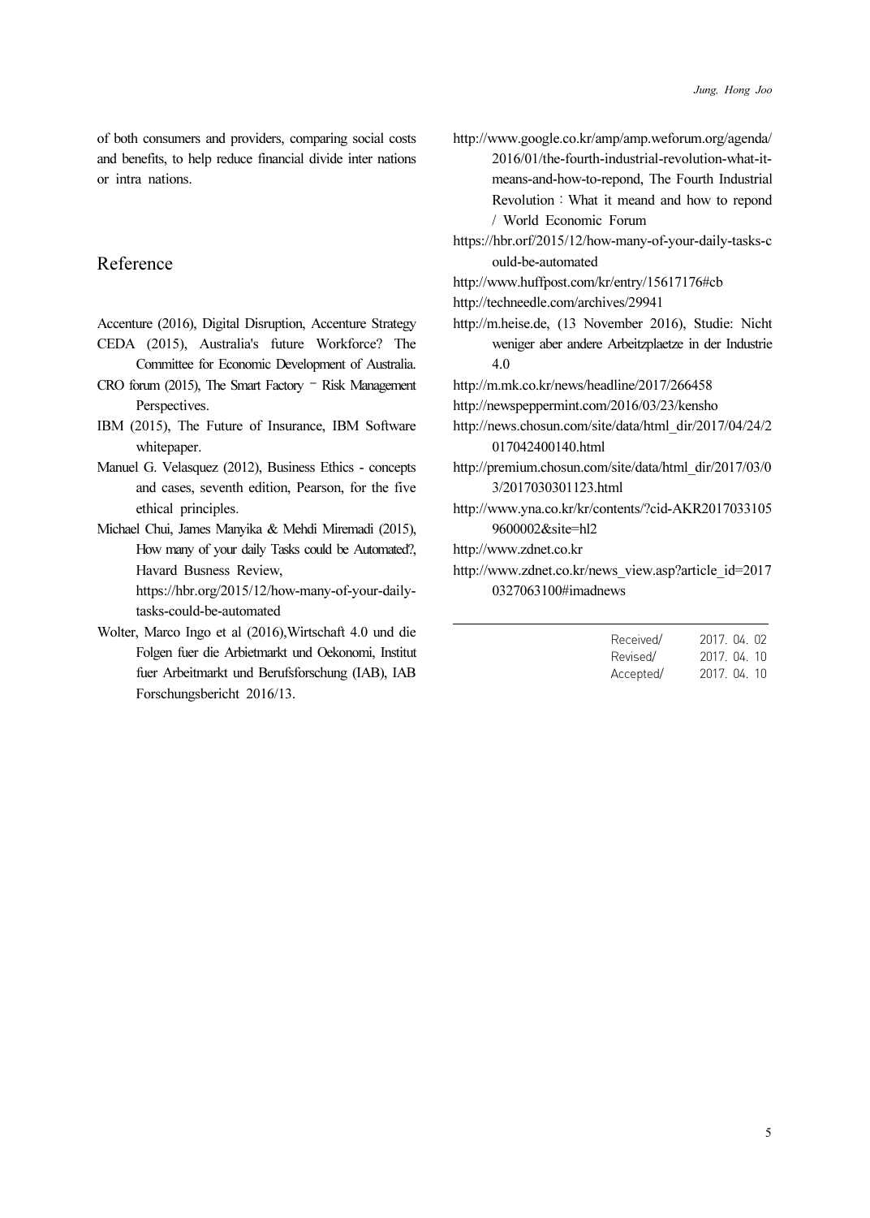of both consumers and providers, comparing social costs and benefits, to help reduce financial divide inter nations or intra nations.

## Reference

Accenture (2016), Digital Disruption, Accenture Strategy

CEDA (2015), Australia's future Workforce? The Committee for Economic Development of Australia.

CRO forum (2015), The Smart Factory – Risk Management Perspectives.

IBM (2015), The Future of Insurance, IBM Software whitepaper.

Manuel G. Velasquez (2012), Business Ethics - concepts and cases, seventh edition, Pearson, for the five ethical principles.

Michael Chui, James Manyika & Mehdi Miremadi (2015), How many of your daily Tasks could be Automated?, Havard Busness Review, https://hbr.org/2015/12/how-many-of-your-daily-tasks-could-be-automated

Wolter, Marco Ingo et al (2016),Wirtschaft 4.0 und die Folgen fuer die Arbietmarkt und Oekonomi, Institut fuer Arbeitmarkt und Berufsforschung (IAB), IAB Forschungsbericht 2016/13.

http://www.google.co.kr/amp/amp.weforum.org/agenda/2016/01/the-fourth-industrial-revolution-what-it-means-and-how-to-repond, The Fourth Industrial Revolution : What it meand and how to repond / World Economic Forum

https://hbr.orf/2015/12/how-many-of-your-daily-tasks-could-be-automated

http://www.huffpost.com/kr/entry/15617176#cb

http://techneedle.com/archives/29941

http://m.heise.de, (13 November 2016), Studie: Nicht weniger aber andere Arbeitzplaetze in der Industrie 4.0

http://m.mk.co.kr/news/headline/2017/266458

http://newspeppermint.com/2016/03/23/kensho

http://news.chosun.com/site/data/html_dir/2017/04/24/2017042400140.html

http://premium.chosun.com/site/data/html_dir/2017/03/03/2017030301123.html

http://www.yna.co.kr/kr/contents/?cid-AKR20170331059600002&site=hl2

http://www.zdnet.co.kr

http://www.zdnet.co.kr/news_view.asp?article_id=20170327063100#imadnews

---

Received/ 2017. 04. 02
Revised/ 2017. 04. 10
Accepted/ 2017. 04. 10